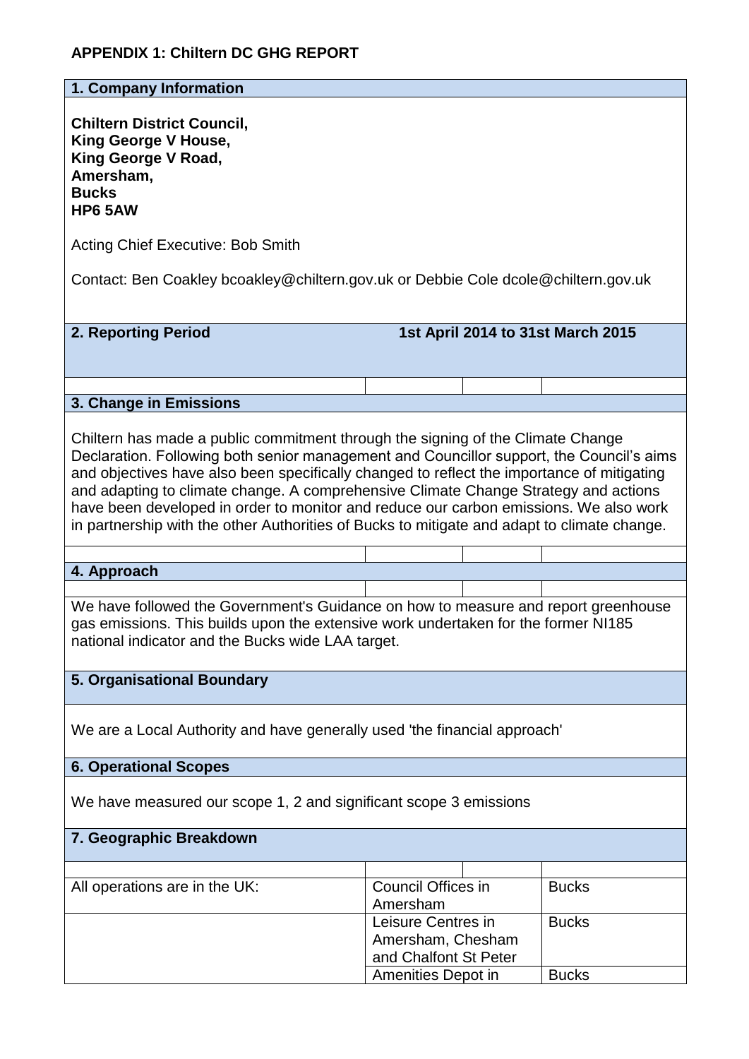**APPENDIX 1: Chiltern DC GHG REPORT**

## 1. Company Information

**Chiltern District Council,**
**King George V House,**
**King George V Road,**
**Amersham,**
**Bucks**
**HP6 5AW**

Acting Chief Executive: Bob Smith

Contact: Ben Coakley bcoakley@chiltern.gov.uk or Debbie Cole dcole@chiltern.gov.uk

## 2. Reporting Period

**1st April 2014 to 31st March 2015**

## 3. Change in Emissions

Chiltern has made a public commitment through the signing of the Climate Change Declaration. Following both senior management and Councillor support, the Council's aims and objectives have also been specifically changed to reflect the importance of mitigating and adapting to climate change. A comprehensive Climate Change Strategy and actions have been developed in order to monitor and reduce our carbon emissions. We also work in partnership with the other Authorities of Bucks to mitigate and adapt to climate change.

## 4. Approach

We have followed the Government's Guidance on how to measure and report greenhouse gas emissions. This builds upon the extensive work undertaken for the former NI185 national indicator and the Bucks wide LAA target.

## 5. Organisational Boundary

We are a Local Authority and have generally used 'the financial approach'

## 6. Operational Scopes

We have measured our scope 1, 2 and significant scope 3 emissions

## 7. Geographic Breakdown

| | | |
|---|---|---|
| All operations are in the UK: | Council Offices in Amersham | Bucks |
| | Leisure Centres in Amersham, Chesham and Chalfont St Peter | Bucks |
| | Amenities Depot in | Bucks |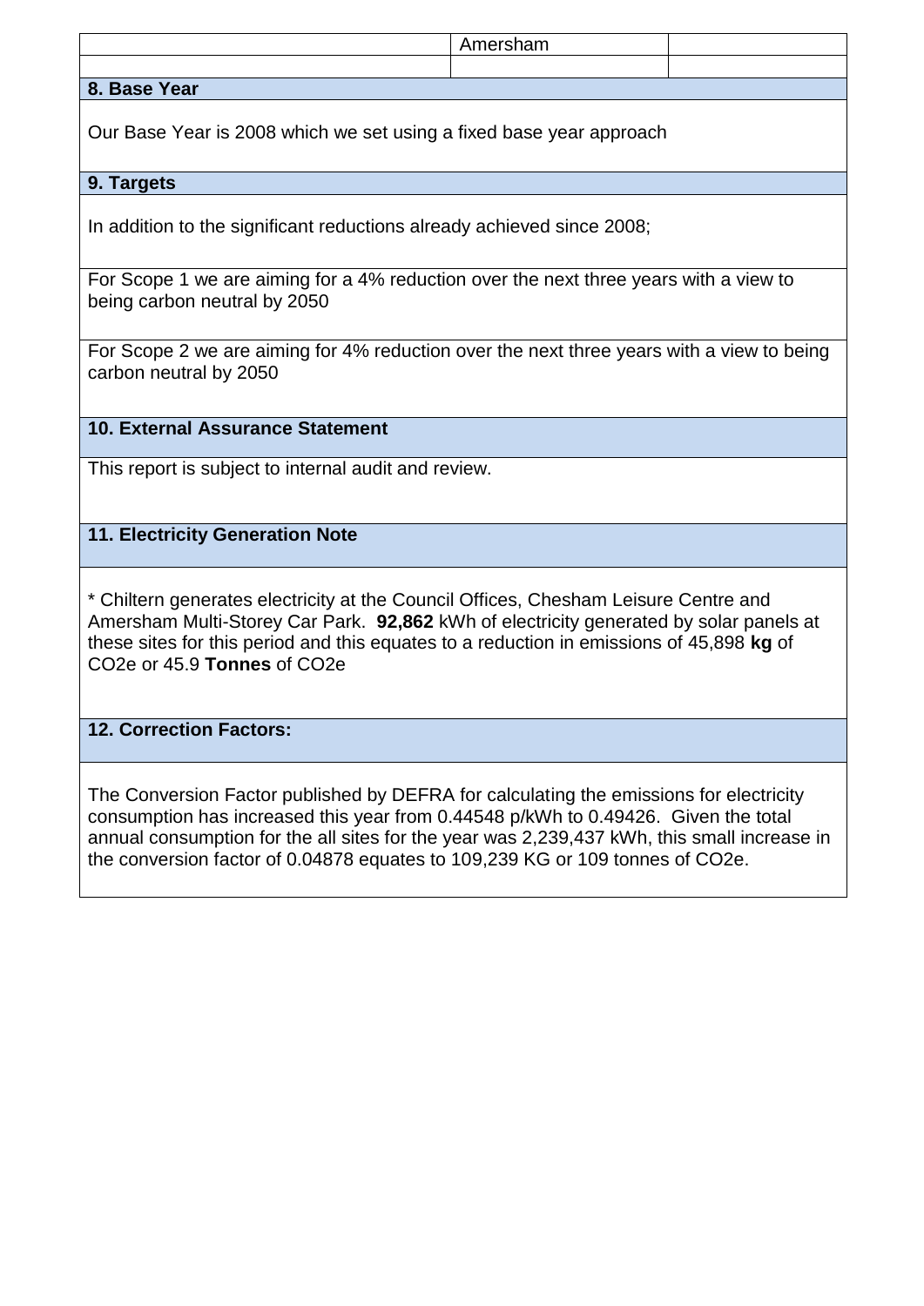|  | Amersham |  |
| --- | --- | --- |
|  |  |  |

## 8. Base Year

Our Base Year is 2008 which we set using a fixed base year approach

## 9. Targets

In addition to the significant reductions already achieved since 2008;

For Scope 1 we are aiming for a 4% reduction over the next three years with a view to being carbon neutral by 2050

For Scope 2 we are aiming for 4% reduction over the next three years with a view to being carbon neutral by 2050

## 10. External Assurance Statement

This report is subject to internal audit and review.

## 11. Electricity Generation Note

* Chiltern generates electricity at the Council Offices, Chesham Leisure Centre and Amersham Multi-Storey Car Park. **92,862** kWh of electricity generated by solar panels at these sites for this period and this equates to a reduction in emissions of 45,898 **kg** of CO2e or 45.9 **Tonnes** of CO2e

## 12. Correction Factors:

The Conversion Factor published by DEFRA for calculating the emissions for electricity consumption has increased this year from 0.44548 p/kWh to 0.49426. Given the total annual consumption for the all sites for the year was 2,239,437 kWh, this small increase in the conversion factor of 0.04878 equates to 109,239 KG or 109 tonnes of CO2e.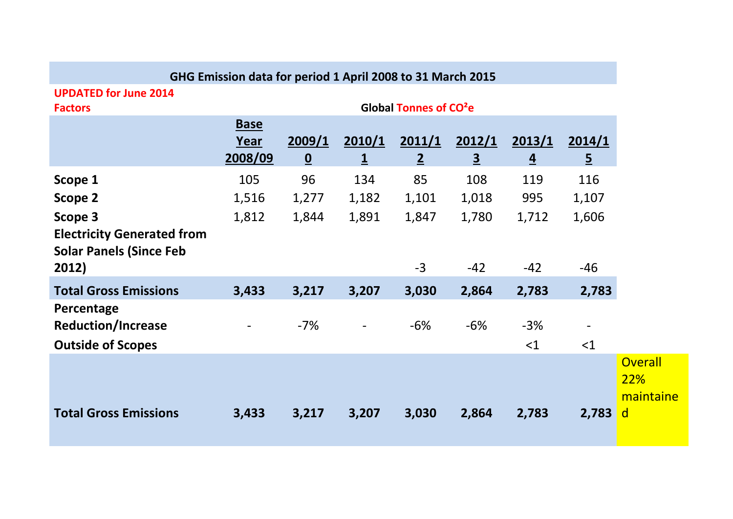| GHG Emission data for period 1 April 2008 to 31 March 2015 | | | | | | | | |
|---|---|---|---|---|---|---|---|---|
| UPDATED for June 2014 Factors | Global Tonnes of $CO^2e$ | | | | | | | |
| | Base Year 2008/09 | 2009/10 | 2010/11 | 2011/12 | 2012/13 | 2013/14 | 2014/15 | |
| **Scope 1** | 105 | 96 | 134 | 85 | 108 | 119 | 116 | |
| **Scope 2** | 1,516 | 1,277 | 1,182 | 1,101 | 1,018 | 995 | 1,107 | |
| **Scope 3** | 1,812 | 1,844 | 1,891 | 1,847 | 1,780 | 1,712 | 1,606 | |
| **Electricity Generated from Solar Panels (Since Feb 2012)** | | | | -3 | -42 | -42 | -46 | |
| **Total Gross Emissions** | **3,433** | **3,217** | **3,207** | **3,030** | **2,864** | **2,783** | **2,783** | |
| **Percentage Reduction/Increase** | - | -7% | - | -6% | -6% | -3% | - | |
| **Outside of Scopes** | | | | | | <1 | <1 | |
| **Total Gross Emissions** | **3,433** | **3,217** | **3,207** | **3,030** | **2,864** | **2,783** | **2,783** | Overall 22% maintained |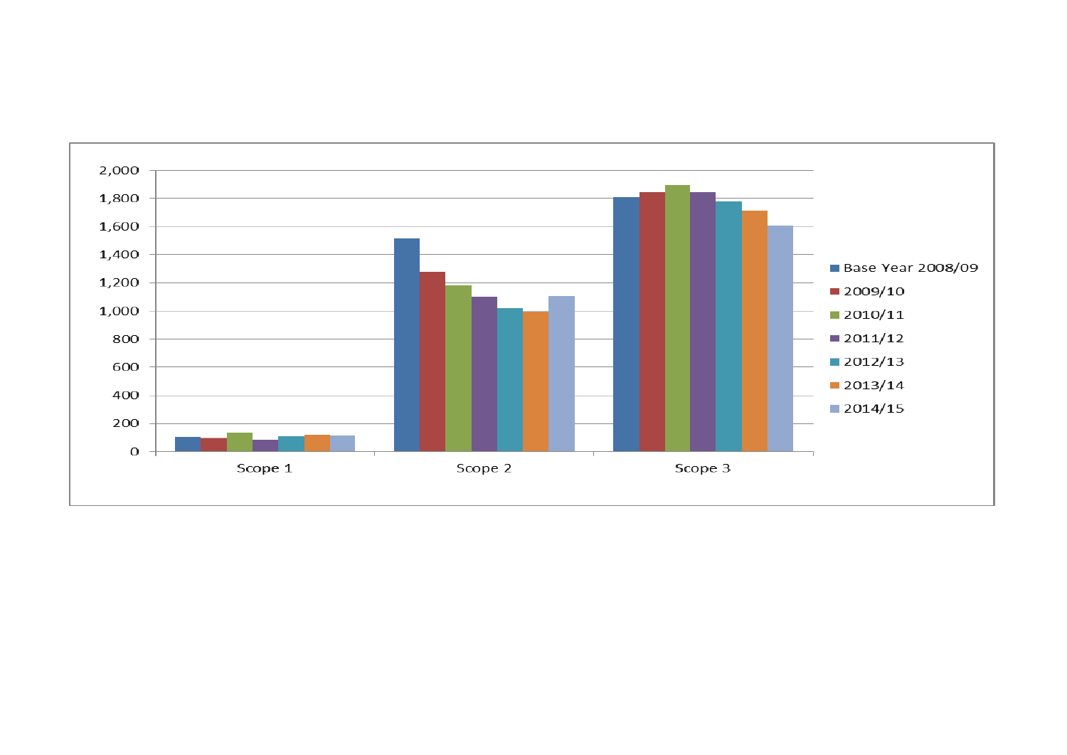2,000
1,800
1,600
1,400
1,200
1,000
800
600
400
200
0

Scope 1
Scope 2
Scope 3

Base Year 2008/09
2009/10
2010/11
2011/12
2012/13
2013/14
2014/15